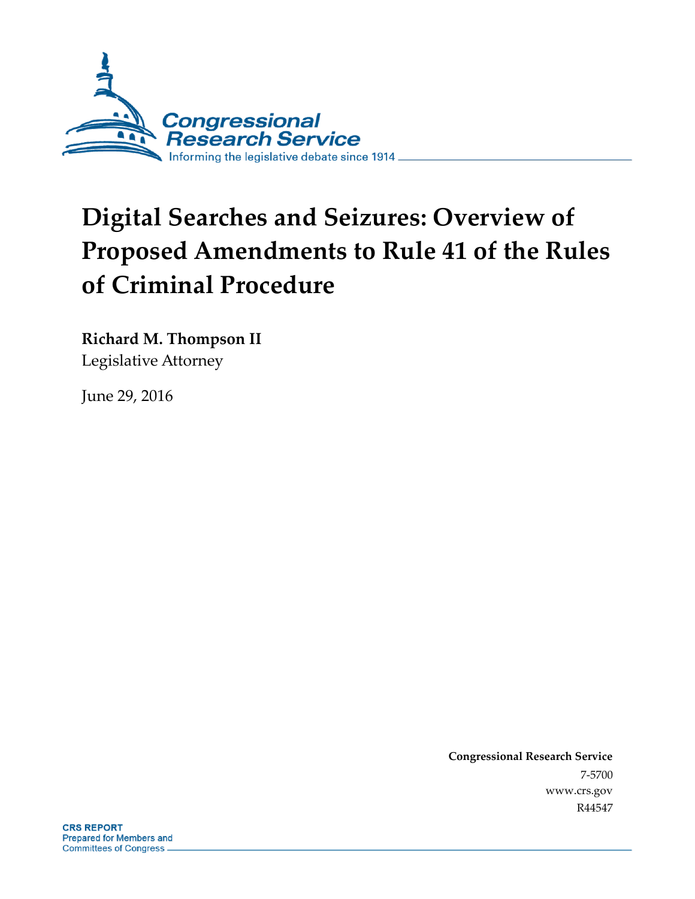# Digital Searches and Seizures: Overview of Proposed Amendments to Rule 41 of the Rules of Criminal Procedure

**Richard M. Thompson II**
Legislative Attorney

June 29, 2016

**Congressional Research Service**
7-5700
www.crs.gov
R44547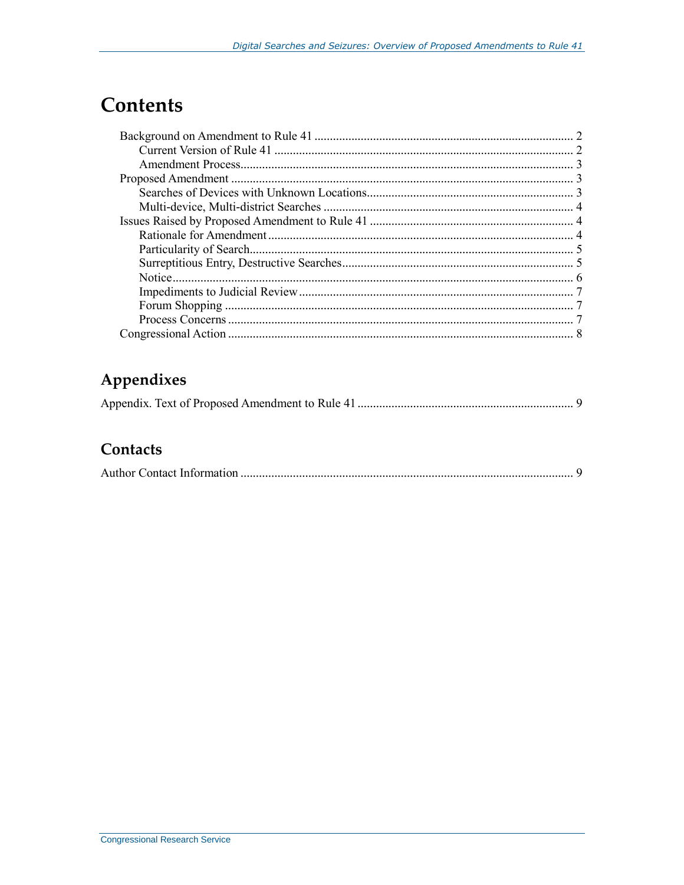# Contents

- Background on Amendment to Rule 41 ... 2
  - Current Version of Rule 41 ... 2
  - Amendment Process ... 3
- Proposed Amendment ... 3
  - Searches of Devices with Unknown Locations ... 3
  - Multi-device, Multi-district Searches ... 4
- Issues Raised by Proposed Amendment to Rule 41 ... 4
  - Rationale for Amendment ... 4
  - Particularity of Search ... 5
  - Surreptitious Entry, Destructive Searches ... 5
  - Notice ... 6
  - Impediments to Judicial Review ... 7
  - Forum Shopping ... 7
  - Process Concerns ... 7
- Congressional Action ... 8

## Appendixes

Appendix. Text of Proposed Amendment to Rule 41 ... 9

## Contacts

Author Contact Information ... 9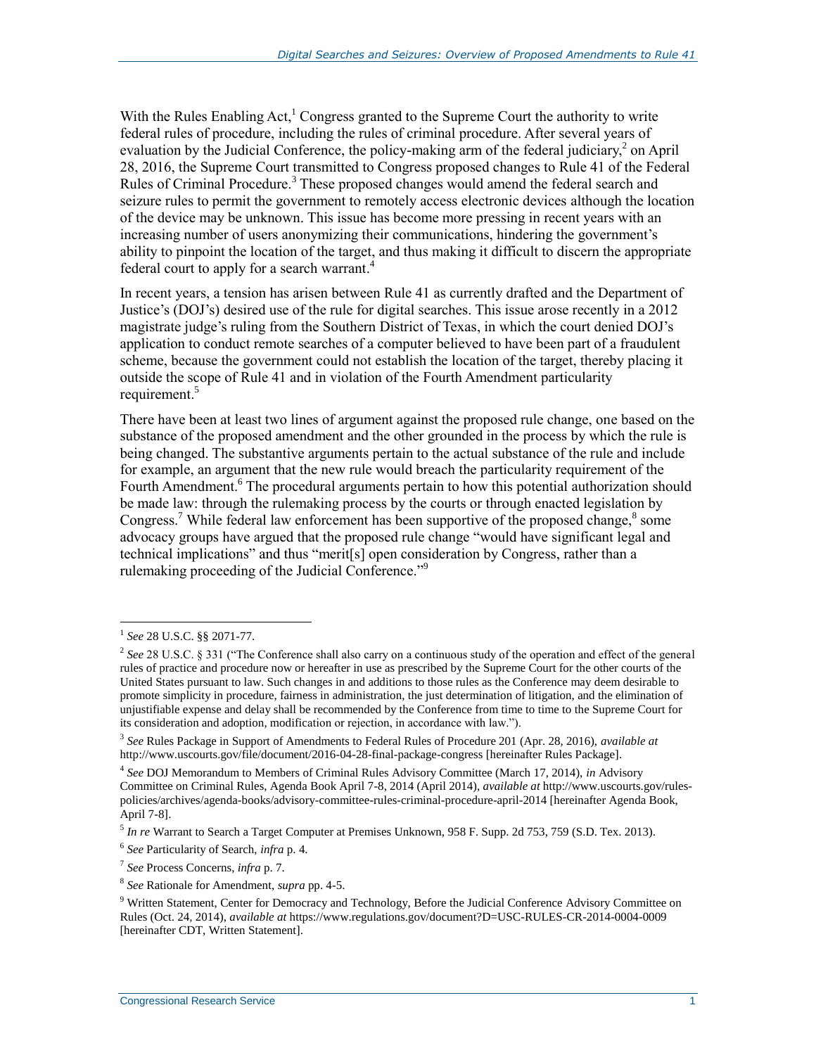With the Rules Enabling Act,[1] Congress granted to the Supreme Court the authority to write federal rules of procedure, including the rules of criminal procedure. After several years of evaluation by the Judicial Conference, the policy-making arm of the federal judiciary,[2] on April 28, 2016, the Supreme Court transmitted to Congress proposed changes to Rule 41 of the Federal Rules of Criminal Procedure.[3] These proposed changes would amend the federal search and seizure rules to permit the government to remotely access electronic devices although the location of the device may be unknown. This issue has become more pressing in recent years with an increasing number of users anonymizing their communications, hindering the government's ability to pinpoint the location of the target, and thus making it difficult to discern the appropriate federal court to apply for a search warrant.[4]

In recent years, a tension has arisen between Rule 41 as currently drafted and the Department of Justice's (DOJ's) desired use of the rule for digital searches. This issue arose recently in a 2012 magistrate judge's ruling from the Southern District of Texas, in which the court denied DOJ's application to conduct remote searches of a computer believed to have been part of a fraudulent scheme, because the government could not establish the location of the target, thereby placing it outside the scope of Rule 41 and in violation of the Fourth Amendment particularity requirement.[5]

There have been at least two lines of argument against the proposed rule change, one based on the substance of the proposed amendment and the other grounded in the process by which the rule is being changed. The substantive arguments pertain to the actual substance of the rule and include for example, an argument that the new rule would breach the particularity requirement of the Fourth Amendment.[6] The procedural arguments pertain to how this potential authorization should be made law: through the rulemaking process by the courts or through enacted legislation by Congress.[7] While federal law enforcement has been supportive of the proposed change,[8] some advocacy groups have argued that the proposed rule change "would have significant legal and technical implications" and thus "merit[s] open consideration by Congress, rather than a rulemaking proceeding of the Judicial Conference."[9]

---

[1] *See* 28 U.S.C. §§ 2071-77.

[2] *See* 28 U.S.C. § 331 ("The Conference shall also carry on a continuous study of the operation and effect of the general rules of practice and procedure now or hereafter in use as prescribed by the Supreme Court for the other courts of the United States pursuant to law. Such changes in and additions to those rules as the Conference may deem desirable to promote simplicity in procedure, fairness in administration, the just determination of litigation, and the elimination of unjustifiable expense and delay shall be recommended by the Conference from time to time to the Supreme Court for its consideration and adoption, modification or rejection, in accordance with law.").

[3] *See* Rules Package in Support of Amendments to Federal Rules of Procedure 201 (Apr. 28, 2016), *available at* http://www.uscourts.gov/file/document/2016-04-28-final-package-congress [hereinafter Rules Package].

[4] *See* DOJ Memorandum to Members of Criminal Rules Advisory Committee (March 17, 2014), *in* Advisory Committee on Criminal Rules, Agenda Book April 7-8, 2014 (April 2014), *available at* http://www.uscourts.gov/rules-policies/archives/agenda-books/advisory-committee-rules-criminal-procedure-april-2014 [hereinafter Agenda Book, April 7-8].

[5] *In re* Warrant to Search a Target Computer at Premises Unknown, 958 F. Supp. 2d 753, 759 (S.D. Tex. 2013).

[6] *See* Particularity of Search, *infra* p. 4.

[7] *See* Process Concerns, *infra* p. 7.

[8] *See* Rationale for Amendment, *supra* pp. 4-5.

[9] Written Statement, Center for Democracy and Technology, Before the Judicial Conference Advisory Committee on Rules (Oct. 24, 2014), *available at* https://www.regulations.gov/document?D=USC-RULES-CR-2014-0004-0009 [hereinafter CDT, Written Statement].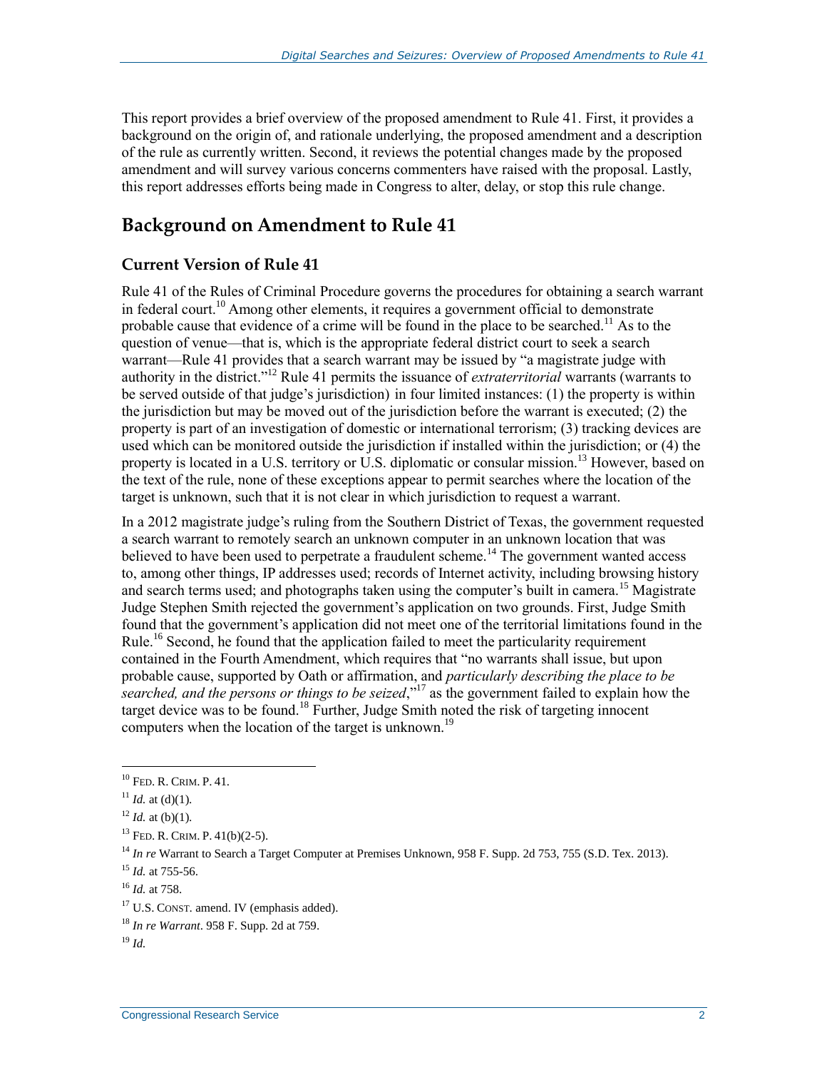This report provides a brief overview of the proposed amendment to Rule 41. First, it provides a background on the origin of, and rationale underlying, the proposed amendment and a description of the rule as currently written. Second, it reviews the potential changes made by the proposed amendment and will survey various concerns commenters have raised with the proposal. Lastly, this report addresses efforts being made in Congress to alter, delay, or stop this rule change.

## Background on Amendment to Rule 41

### Current Version of Rule 41

Rule 41 of the Rules of Criminal Procedure governs the procedures for obtaining a search warrant in federal court.[10] Among other elements, it requires a government official to demonstrate probable cause that evidence of a crime will be found in the place to be searched.[11] As to the question of venue—that is, which is the appropriate federal district court to seek a search warrant—Rule 41 provides that a search warrant may be issued by "a magistrate judge with authority in the district."[12] Rule 41 permits the issuance of *extraterritorial* warrants (warrants to be served outside of that judge's jurisdiction) in four limited instances: (1) the property is within the jurisdiction but may be moved out of the jurisdiction before the warrant is executed; (2) the property is part of an investigation of domestic or international terrorism; (3) tracking devices are used which can be monitored outside the jurisdiction if installed within the jurisdiction; or (4) the property is located in a U.S. territory or U.S. diplomatic or consular mission.[13] However, based on the text of the rule, none of these exceptions appear to permit searches where the location of the target is unknown, such that it is not clear in which jurisdiction to request a warrant.

In a 2012 magistrate judge's ruling from the Southern District of Texas, the government requested a search warrant to remotely search an unknown computer in an unknown location that was believed to have been used to perpetrate a fraudulent scheme.[14] The government wanted access to, among other things, IP addresses used; records of Internet activity, including browsing history and search terms used; and photographs taken using the computer's built in camera.[15] Magistrate Judge Stephen Smith rejected the government's application on two grounds. First, Judge Smith found that the government's application did not meet one of the territorial limitations found in the Rule.[16] Second, he found that the application failed to meet the particularity requirement contained in the Fourth Amendment, which requires that "no warrants shall issue, but upon probable cause, supported by Oath or affirmation, and *particularly describing the place to be searched, and the persons or things to be seized*,"[17] as the government failed to explain how the target device was to be found.[18] Further, Judge Smith noted the risk of targeting innocent computers when the location of the target is unknown.[19]

---

[10] FED. R. CRIM. P. 41.

[11] *Id.* at (d)(1).

[12] *Id.* at (b)(1).

[13] FED. R. CRIM. P. 41(b)(2-5).

[14] *In re* Warrant to Search a Target Computer at Premises Unknown, 958 F. Supp. 2d 753, 755 (S.D. Tex. 2013).

[15] *Id.* at 755-56.

[16] *Id.* at 758.

[17] U.S. CONST. amend. IV (emphasis added).

[18] *In re Warrant*. 958 F. Supp. 2d at 759.

[19] *Id.*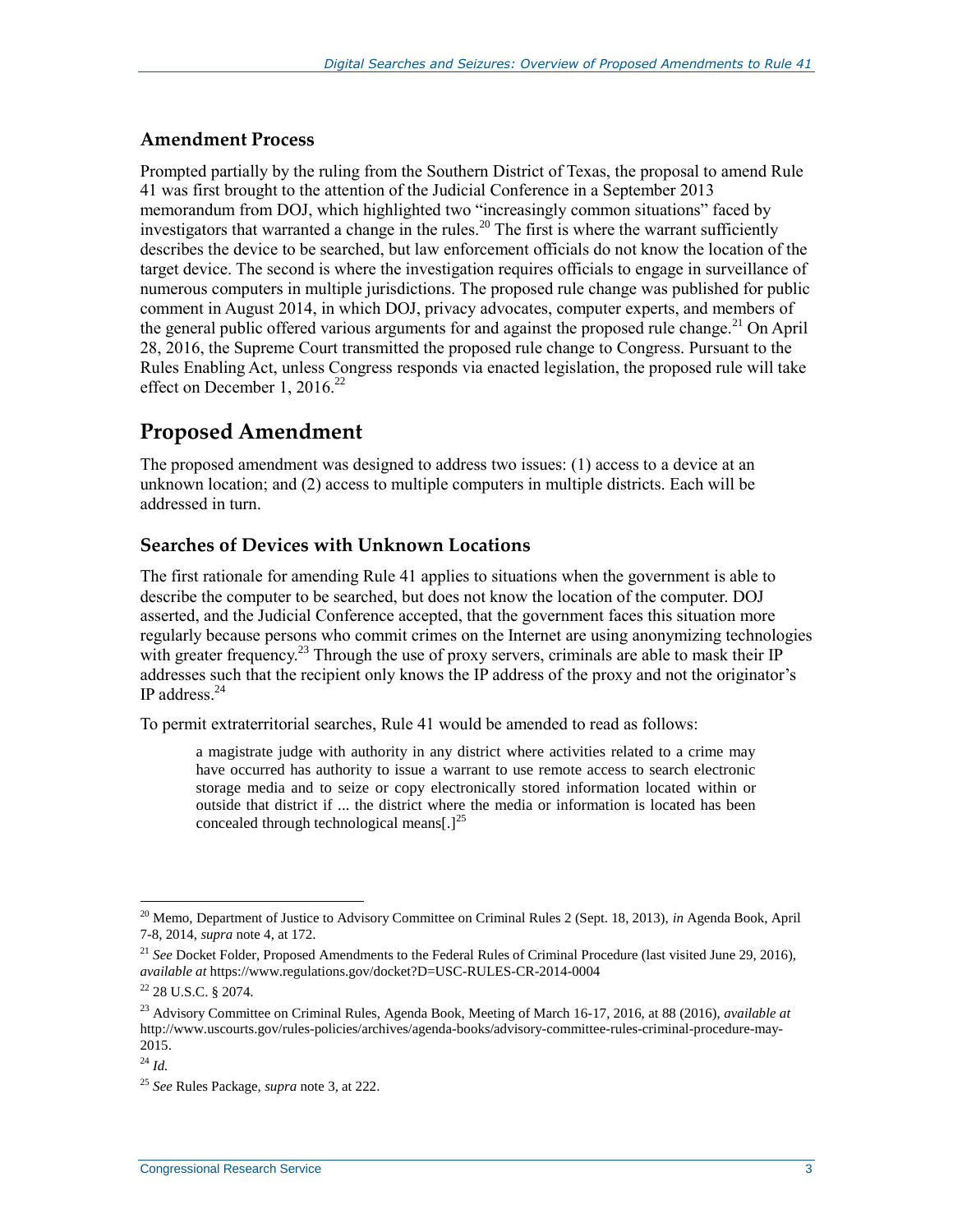### Amendment Process

Prompted partially by the ruling from the Southern District of Texas, the proposal to amend Rule 41 was first brought to the attention of the Judicial Conference in a September 2013 memorandum from DOJ, which highlighted two "increasingly common situations" faced by investigators that warranted a change in the rules.[20] The first is where the warrant sufficiently describes the device to be searched, but law enforcement officials do not know the location of the target device. The second is where the investigation requires officials to engage in surveillance of numerous computers in multiple jurisdictions. The proposed rule change was published for public comment in August 2014, in which DOJ, privacy advocates, computer experts, and members of the general public offered various arguments for and against the proposed rule change.[21] On April 28, 2016, the Supreme Court transmitted the proposed rule change to Congress. Pursuant to the Rules Enabling Act, unless Congress responds via enacted legislation, the proposed rule will take effect on December 1, 2016.[22]

## Proposed Amendment

The proposed amendment was designed to address two issues: (1) access to a device at an unknown location; and (2) access to multiple computers in multiple districts. Each will be addressed in turn.

### Searches of Devices with Unknown Locations

The first rationale for amending Rule 41 applies to situations when the government is able to describe the computer to be searched, but does not know the location of the computer. DOJ asserted, and the Judicial Conference accepted, that the government faces this situation more regularly because persons who commit crimes on the Internet are using anonymizing technologies with greater frequency.[23] Through the use of proxy servers, criminals are able to mask their IP addresses such that the recipient only knows the IP address of the proxy and not the originator's IP address.[24]

To permit extraterritorial searches, Rule 41 would be amended to read as follows:

> a magistrate judge with authority in any district where activities related to a crime may have occurred has authority to issue a warrant to use remote access to search electronic storage media and to seize or copy electronically stored information located within or outside that district if ... the district where the media or information is located has been concealed through technological means[.][25]

---

[20] Memo, Department of Justice to Advisory Committee on Criminal Rules 2 (Sept. 18, 2013), *in* Agenda Book, April 7-8, 2014, *supra* note 4, at 172.

[21] *See* Docket Folder, Proposed Amendments to the Federal Rules of Criminal Procedure (last visited June 29, 2016), *available at* https://www.regulations.gov/docket?D=USC-RULES-CR-2014-0004

[22] 28 U.S.C. § 2074.

[23] Advisory Committee on Criminal Rules, Agenda Book, Meeting of March 16-17, 2016, at 88 (2016), *available at* http://www.uscourts.gov/rules-policies/archives/agenda-books/advisory-committee-rules-criminal-procedure-may-2015.

[24] *Id.*

[25] *See* Rules Package, *supra* note 3, at 222.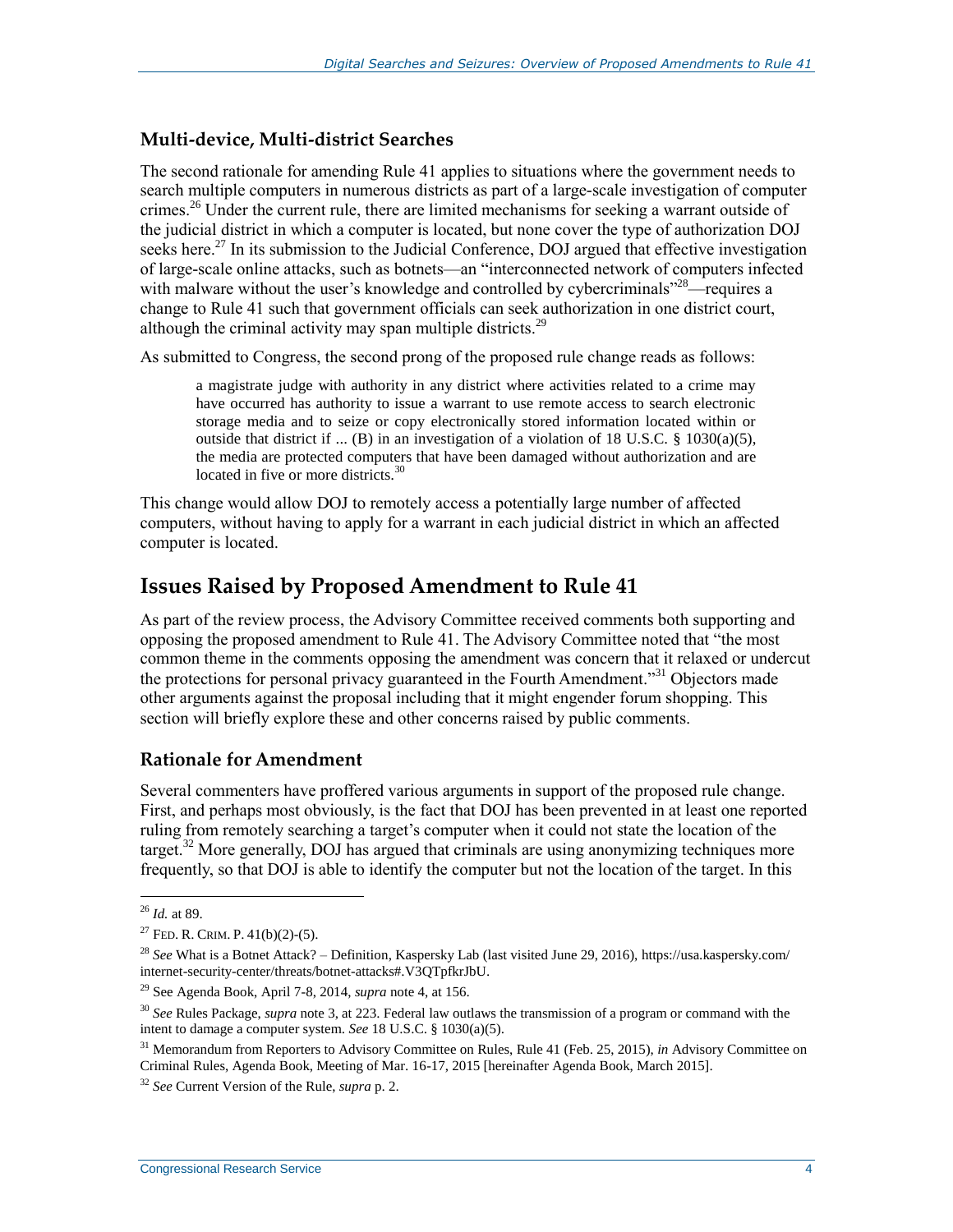### Multi-device, Multi-district Searches

The second rationale for amending Rule 41 applies to situations where the government needs to search multiple computers in numerous districts as part of a large-scale investigation of computer crimes.[26] Under the current rule, there are limited mechanisms for seeking a warrant outside of the judicial district in which a computer is located, but none cover the type of authorization DOJ seeks here.[27] In its submission to the Judicial Conference, DOJ argued that effective investigation of large-scale online attacks, such as botnets—an "interconnected network of computers infected with malware without the user's knowledge and controlled by cybercriminals"[28]—requires a change to Rule 41 such that government officials can seek authorization in one district court, although the criminal activity may span multiple districts.[29]

As submitted to Congress, the second prong of the proposed rule change reads as follows:

> a magistrate judge with authority in any district where activities related to a crime may have occurred has authority to issue a warrant to use remote access to search electronic storage media and to seize or copy electronically stored information located within or outside that district if ... (B) in an investigation of a violation of 18 U.S.C. § 1030(a)(5), the media are protected computers that have been damaged without authorization and are located in five or more districts.[30]

This change would allow DOJ to remotely access a potentially large number of affected computers, without having to apply for a warrant in each judicial district in which an affected computer is located.

## Issues Raised by Proposed Amendment to Rule 41

As part of the review process, the Advisory Committee received comments both supporting and opposing the proposed amendment to Rule 41. The Advisory Committee noted that "the most common theme in the comments opposing the amendment was concern that it relaxed or undercut the protections for personal privacy guaranteed in the Fourth Amendment."[31] Objectors made other arguments against the proposal including that it might engender forum shopping. This section will briefly explore these and other concerns raised by public comments.

### Rationale for Amendment

Several commenters have proffered various arguments in support of the proposed rule change. First, and perhaps most obviously, is the fact that DOJ has been prevented in at least one reported ruling from remotely searching a target's computer when it could not state the location of the target.[32] More generally, DOJ has argued that criminals are using anonymizing techniques more frequently, so that DOJ is able to identify the computer but not the location of the target. In this

---

[26] *Id.* at 89.

[27] FED. R. CRIM. P. 41(b)(2)-(5).

[28] *See* What is a Botnet Attack? – Definition, Kaspersky Lab (last visited June 29, 2016), https://usa.kaspersky.com/internet-security-center/threats/botnet-attacks#.V3QTpfkrJbU.

[29] See Agenda Book, April 7-8, 2014, *supra* note 4, at 156.

[30] *See* Rules Package, *supra* note 3, at 223. Federal law outlaws the transmission of a program or command with the intent to damage a computer system. *See* 18 U.S.C. § 1030(a)(5).

[31] Memorandum from Reporters to Advisory Committee on Rules, Rule 41 (Feb. 25, 2015), *in* Advisory Committee on Criminal Rules, Agenda Book, Meeting of Mar. 16-17, 2015 [hereinafter Agenda Book, March 2015].

[32] *See* Current Version of the Rule, *supra* p. 2.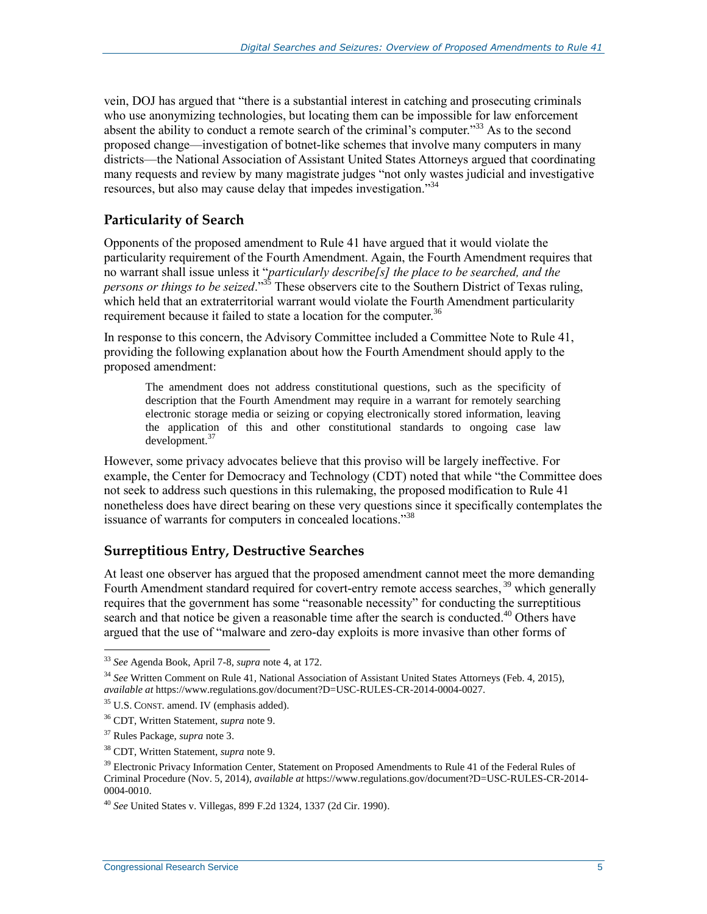vein, DOJ has argued that "there is a substantial interest in catching and prosecuting criminals who use anonymizing technologies, but locating them can be impossible for law enforcement absent the ability to conduct a remote search of the criminal's computer."[33] As to the second proposed change—investigation of botnet-like schemes that involve many computers in many districts—the National Association of Assistant United States Attorneys argued that coordinating many requests and review by many magistrate judges "not only wastes judicial and investigative resources, but also may cause delay that impedes investigation."[34]

## Particularity of Search

Opponents of the proposed amendment to Rule 41 have argued that it would violate the particularity requirement of the Fourth Amendment. Again, the Fourth Amendment requires that no warrant shall issue unless it "*particularly describe[s] the place to be searched, and the persons or things to be seized*."[35] These observers cite to the Southern District of Texas ruling, which held that an extraterritorial warrant would violate the Fourth Amendment particularity requirement because it failed to state a location for the computer.[36]

In response to this concern, the Advisory Committee included a Committee Note to Rule 41, providing the following explanation about how the Fourth Amendment should apply to the proposed amendment:

> The amendment does not address constitutional questions, such as the specificity of description that the Fourth Amendment may require in a warrant for remotely searching electronic storage media or seizing or copying electronically stored information, leaving the application of this and other constitutional standards to ongoing case law development.[37]

However, some privacy advocates believe that this proviso will be largely ineffective. For example, the Center for Democracy and Technology (CDT) noted that while "the Committee does not seek to address such questions in this rulemaking, the proposed modification to Rule 41 nonetheless does have direct bearing on these very questions since it specifically contemplates the issuance of warrants for computers in concealed locations."[38]

## Surreptitious Entry, Destructive Searches

At least one observer has argued that the proposed amendment cannot meet the more demanding Fourth Amendment standard required for covert-entry remote access searches,[39] which generally requires that the government has some "reasonable necessity" for conducting the surreptitious search and that notice be given a reasonable time after the search is conducted.[40] Others have argued that the use of "malware and zero-day exploits is more invasive than other forms of

---

[33] *See* Agenda Book, April 7-8, *supra* note 4, at 172.

[34] *See* Written Comment on Rule 41, National Association of Assistant United States Attorneys (Feb. 4, 2015), *available at* https://www.regulations.gov/document?D=USC-RULES-CR-2014-0004-0027.

[35] U.S. CONST. amend. IV (emphasis added).

[36] CDT, Written Statement, *supra* note 9.

[37] Rules Package, *supra* note 3.

[38] CDT, Written Statement, *supra* note 9.

[39] Electronic Privacy Information Center, Statement on Proposed Amendments to Rule 41 of the Federal Rules of Criminal Procedure (Nov. 5, 2014), *available at* https://www.regulations.gov/document?D=USC-RULES-CR-2014-0004-0010.

[40] *See* United States v. Villegas, 899 F.2d 1324, 1337 (2d Cir. 1990).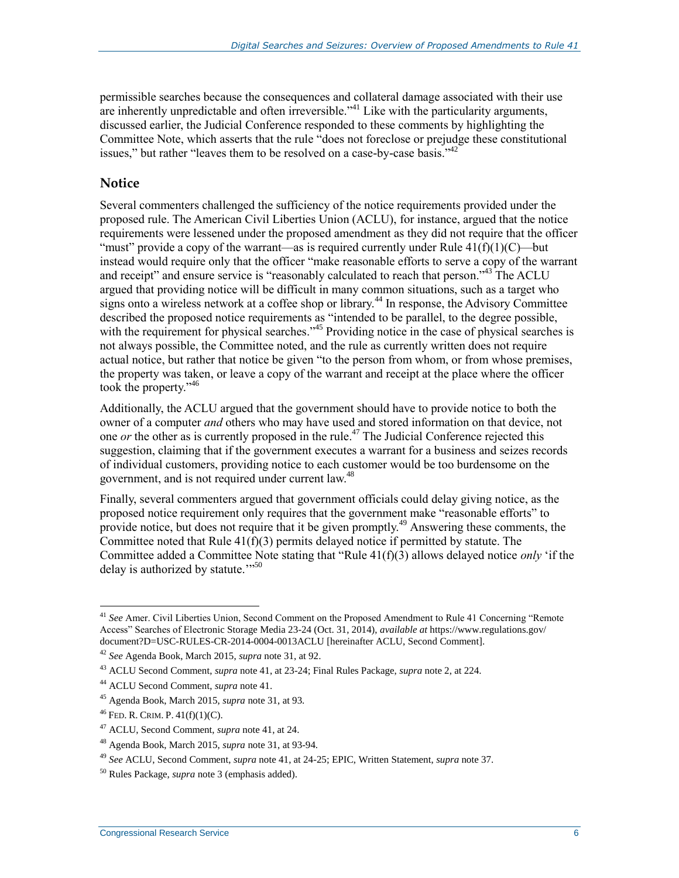permissible searches because the consequences and collateral damage associated with their use are inherently unpredictable and often irreversible."[41] Like with the particularity arguments, discussed earlier, the Judicial Conference responded to these comments by highlighting the Committee Note, which asserts that the rule "does not foreclose or prejudge these constitutional issues," but rather "leaves them to be resolved on a case-by-case basis."[42]

### Notice

Several commenters challenged the sufficiency of the notice requirements provided under the proposed rule. The American Civil Liberties Union (ACLU), for instance, argued that the notice requirements were lessened under the proposed amendment as they did not require that the officer "must" provide a copy of the warrant—as is required currently under Rule 41(f)(1)(C)—but instead would require only that the officer "make reasonable efforts to serve a copy of the warrant and receipt" and ensure service is "reasonably calculated to reach that person."[43] The ACLU argued that providing notice will be difficult in many common situations, such as a target who signs onto a wireless network at a coffee shop or library.[44] In response, the Advisory Committee described the proposed notice requirements as "intended to be parallel, to the degree possible, with the requirement for physical searches."[45] Providing notice in the case of physical searches is not always possible, the Committee noted, and the rule as currently written does not require actual notice, but rather that notice be given "to the person from whom, or from whose premises, the property was taken, or leave a copy of the warrant and receipt at the place where the officer took the property."[46]

Additionally, the ACLU argued that the government should have to provide notice to both the owner of a computer *and* others who may have used and stored information on that device, not one *or* the other as is currently proposed in the rule.[47] The Judicial Conference rejected this suggestion, claiming that if the government executes a warrant for a business and seizes records of individual customers, providing notice to each customer would be too burdensome on the government, and is not required under current law.[48]

Finally, several commenters argued that government officials could delay giving notice, as the proposed notice requirement only requires that the government make "reasonable efforts" to provide notice, but does not require that it be given promptly.[49] Answering these comments, the Committee noted that Rule 41(f)(3) permits delayed notice if permitted by statute. The Committee added a Committee Note stating that "Rule 41(f)(3) allows delayed notice *only* 'if the delay is authorized by statute.'"[50]

---

[41] *See* Amer. Civil Liberties Union, Second Comment on the Proposed Amendment to Rule 41 Concerning "Remote Access" Searches of Electronic Storage Media 23-24 (Oct. 31, 2014), *available at* https://www.regulations.gov/document?D=USC-RULES-CR-2014-0004-0013ACLU [hereinafter ACLU, Second Comment].

[42] *See* Agenda Book, March 2015, *supra* note 31, at 92.

[43] ACLU Second Comment, *supra* note 41, at 23-24; Final Rules Package, *supra* note 2, at 224.

[44] ACLU Second Comment, *supra* note 41.

[45] Agenda Book, March 2015, *supra* note 31, at 93.

[46] FED. R. CRIM. P. 41(f)(1)(C).

[47] ACLU, Second Comment, *supra* note 41, at 24.

[48] Agenda Book, March 2015, *supra* note 31, at 93-94.

[49] *See* ACLU, Second Comment, *supra* note 41, at 24-25; EPIC, Written Statement, *supra* note 37.

[50] Rules Package, *supra* note 3 (emphasis added).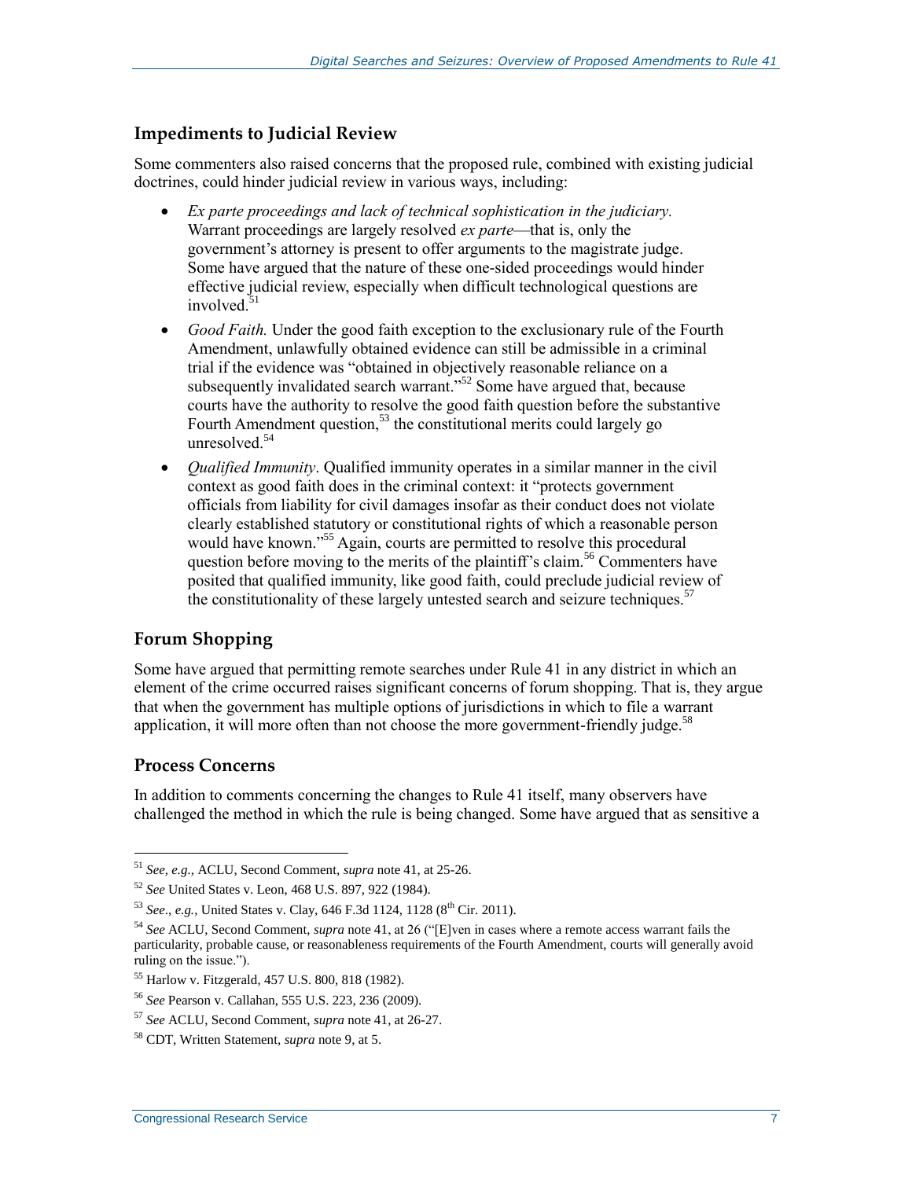### Impediments to Judicial Review

Some commenters also raised concerns that the proposed rule, combined with existing judicial doctrines, could hinder judicial review in various ways, including:

- *Ex parte proceedings and lack of technical sophistication in the judiciary.* Warrant proceedings are largely resolved *ex parte*—that is, only the government's attorney is present to offer arguments to the magistrate judge. Some have argued that the nature of these one-sided proceedings would hinder effective judicial review, especially when difficult technological questions are involved.[51]
- *Good Faith.* Under the good faith exception to the exclusionary rule of the Fourth Amendment, unlawfully obtained evidence can still be admissible in a criminal trial if the evidence was "obtained in objectively reasonable reliance on a subsequently invalidated search warrant."[52] Some have argued that, because courts have the authority to resolve the good faith question before the substantive Fourth Amendment question,[53] the constitutional merits could largely go unresolved.[54]
- *Qualified Immunity*. Qualified immunity operates in a similar manner in the civil context as good faith does in the criminal context: it "protects government officials from liability for civil damages insofar as their conduct does not violate clearly established statutory or constitutional rights of which a reasonable person would have known."[55] Again, courts are permitted to resolve this procedural question before moving to the merits of the plaintiff's claim.[56] Commenters have posited that qualified immunity, like good faith, could preclude judicial review of the constitutionality of these largely untested search and seizure techniques.[57]

### Forum Shopping

Some have argued that permitting remote searches under Rule 41 in any district in which an element of the crime occurred raises significant concerns of forum shopping. That is, they argue that when the government has multiple options of jurisdictions in which to file a warrant application, it will more often than not choose the more government-friendly judge.[58]

### Process Concerns

In addition to comments concerning the changes to Rule 41 itself, many observers have challenged the method in which the rule is being changed. Some have argued that as sensitive a

---

[51] *See, e.g.*, ACLU, Second Comment, *supra* note 41, at 25-26.

[52] *See* United States v. Leon, 468 U.S. 897, 922 (1984).

[53] *See*., *e.g.*, United States v. Clay, 646 F.3d 1124, 1128 (8th Cir. 2011).

[54] *See* ACLU, Second Comment, *supra* note 41, at 26 ("[E]ven in cases where a remote access warrant fails the particularity, probable cause, or reasonableness requirements of the Fourth Amendment, courts will generally avoid ruling on the issue.").

[55] Harlow v. Fitzgerald, 457 U.S. 800, 818 (1982).

[56] *See* Pearson v. Callahan, 555 U.S. 223, 236 (2009).

[57] *See* ACLU, Second Comment, *supra* note 41, at 26-27.

[58] CDT, Written Statement, *supra* note 9, at 5.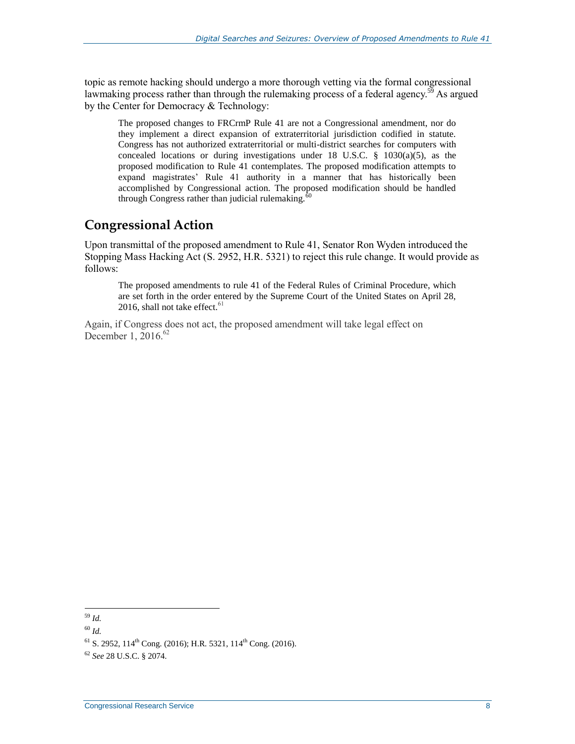topic as remote hacking should undergo a more thorough vetting via the formal congressional lawmaking process rather than through the rulemaking process of a federal agency.[59] As argued by the Center for Democracy & Technology:

> The proposed changes to FRCrmP Rule 41 are not a Congressional amendment, nor do they implement a direct expansion of extraterritorial jurisdiction codified in statute. Congress has not authorized extraterritorial or multi-district searches for computers with concealed locations or during investigations under 18 U.S.C. § 1030(a)(5), as the proposed modification to Rule 41 contemplates. The proposed modification attempts to expand magistrates' Rule 41 authority in a manner that has historically been accomplished by Congressional action. The proposed modification should be handled through Congress rather than judicial rulemaking.[60]

## Congressional Action

Upon transmittal of the proposed amendment to Rule 41, Senator Ron Wyden introduced the Stopping Mass Hacking Act (S. 2952, H.R. 5321) to reject this rule change. It would provide as follows:

> The proposed amendments to rule 41 of the Federal Rules of Criminal Procedure, which are set forth in the order entered by the Supreme Court of the United States on April 28, 2016, shall not take effect.[61]

Again, if Congress does not act, the proposed amendment will take legal effect on December 1, 2016.[62]

---

[59] *Id.*

[60] *Id.*

[61] S. 2952, 114th Cong. (2016); H.R. 5321, 114th Cong. (2016).

[62] *See* 28 U.S.C. § 2074.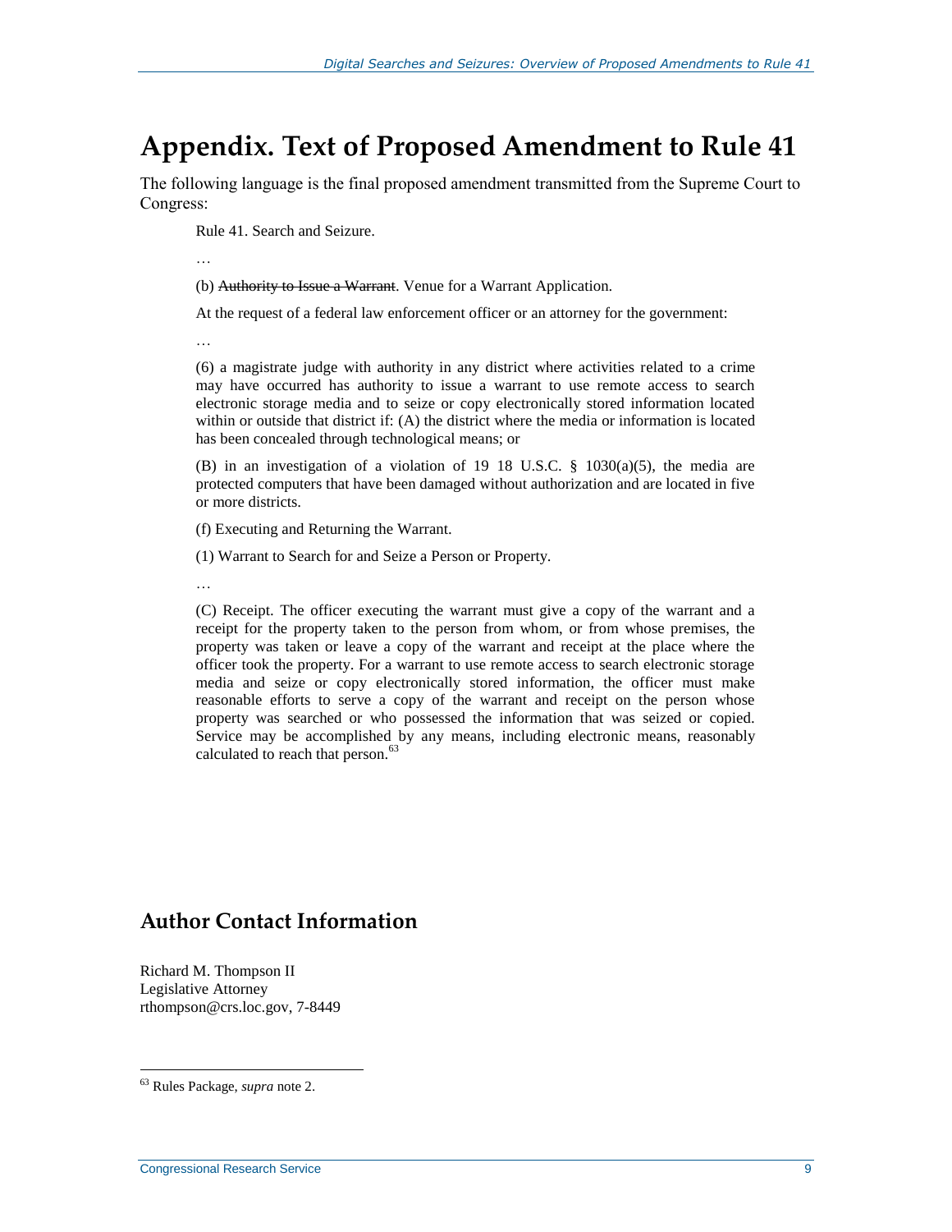# Appendix. Text of Proposed Amendment to Rule 41

The following language is the final proposed amendment transmitted from the Supreme Court to Congress:

> Rule 41. Search and Seizure.
>
> …
>
> (b) ~~Authority to Issue a Warrant~~. Venue for a Warrant Application.
>
> At the request of a federal law enforcement officer or an attorney for the government:
>
> …
>
> (6) a magistrate judge with authority in any district where activities related to a crime may have occurred has authority to issue a warrant to use remote access to search electronic storage media and to seize or copy electronically stored information located within or outside that district if: (A) the district where the media or information is located has been concealed through technological means; or
>
> (B) in an investigation of a violation of 19 18 U.S.C. § 1030(a)(5), the media are protected computers that have been damaged without authorization and are located in five or more districts.
>
> (f) Executing and Returning the Warrant.
>
> (1) Warrant to Search for and Seize a Person or Property.
>
> …
>
> (C) Receipt. The officer executing the warrant must give a copy of the warrant and a receipt for the property taken to the person from whom, or from whose premises, the property was taken or leave a copy of the warrant and receipt at the place where the officer took the property. For a warrant to use remote access to search electronic storage media and seize or copy electronically stored information, the officer must make reasonable efforts to serve a copy of the warrant and receipt on the person whose property was searched or who possessed the information that was seized or copied. Service may be accomplished by any means, including electronic means, reasonably calculated to reach that person.[63]

## Author Contact Information

Richard M. Thompson II
Legislative Attorney
rthompson@crs.loc.gov, 7-8449

---

[63] Rules Package, *supra* note 2.